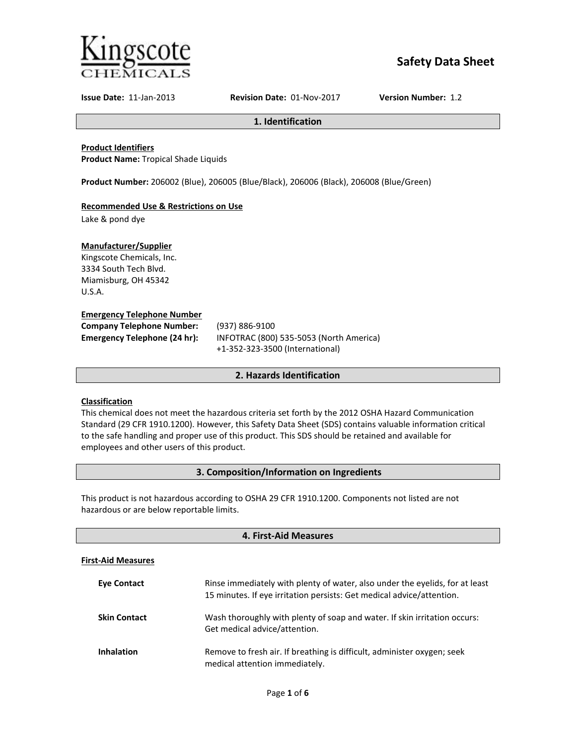Kingscote CHEMICALS

# Safety Data Sheet

**Issue Date:** 11-Jan-2013 **Revision Date:** 01-Nov-2017 **Version Number:** 1.2

## 1. Identification

**Product Identifiers**

**Product Name:** Tropical Shade Liquids

**Product Number:** 206002 (Blue), 206005 (Blue/Black), 206006 (Black), 206008 (Blue/Green)

**Recommended Use & Restrictions on Use**

Lake & pond dye

**Manufacturer/Supplier**

Kingscote Chemicals, Inc.
3334 South Tech Blvd.
Miamisburg, OH 45342
U.S.A.

**Emergency Telephone Number**

| | |
|---|---|
| **Company Telephone Number:** | (937) 886-9100 |
| **Emergency Telephone (24 hr):** | INFOTRAC (800) 535-5053 (North America)<br>+1-352-323-3500 (International) |

## 2. Hazards Identification

**Classification**

This chemical does not meet the hazardous criteria set forth by the 2012 OSHA Hazard Communication Standard (29 CFR 1910.1200). However, this Safety Data Sheet (SDS) contains valuable information critical to the safe handling and proper use of this product. This SDS should be retained and available for employees and other users of this product.

## 3. Composition/Information on Ingredients

This product is not hazardous according to OSHA 29 CFR 1910.1200. Components not listed are not hazardous or are below reportable limits.

## 4. First-Aid Measures

**First-Aid Measures**

| | |
|---|---|
| **Eye Contact** | Rinse immediately with plenty of water, also under the eyelids, for at least 15 minutes. If eye irritation persists: Get medical advice/attention. |
| **Skin Contact** | Wash thoroughly with plenty of soap and water. If skin irritation occurs: Get medical advice/attention. |
| **Inhalation** | Remove to fresh air. If breathing is difficult, administer oxygen; seek medical attention immediately. |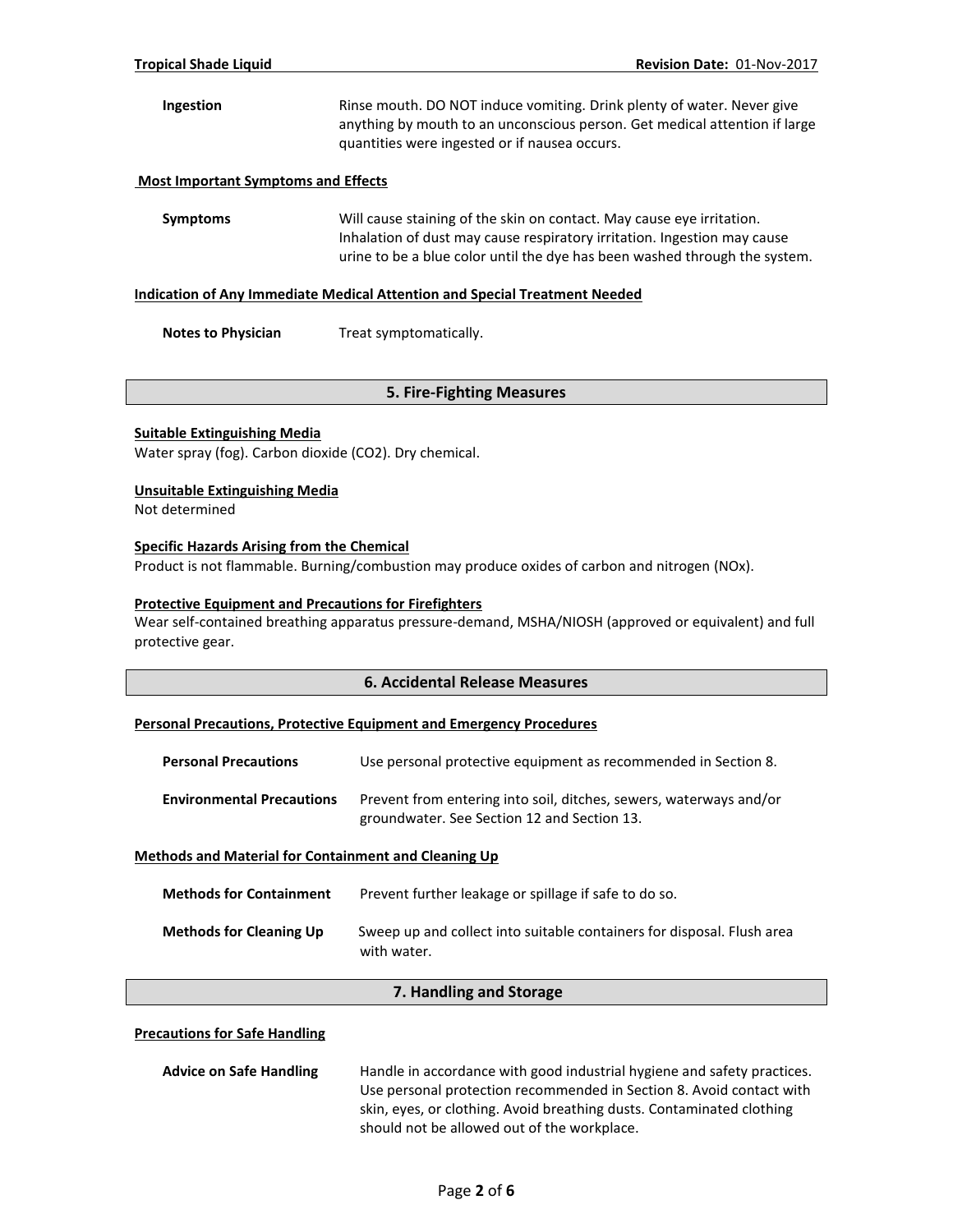**Ingestion** Rinse mouth. DO NOT induce vomiting. Drink plenty of water. Never give anything by mouth to an unconscious person. Get medical attention if large quantities were ingested or if nausea occurs.

**Most Important Symptoms and Effects**

**Symptoms** Will cause staining of the skin on contact. May cause eye irritation. Inhalation of dust may cause respiratory irritation. Ingestion may cause urine to be a blue color until the dye has been washed through the system.

**Indication of Any Immediate Medical Attention and Special Treatment Needed**

**Notes to Physician** Treat symptomatically.

## 5. Fire-Fighting Measures

**Suitable Extinguishing Media**

Water spray (fog). Carbon dioxide ($CO_2$). Dry chemical.

**Unsuitable Extinguishing Media**

Not determined

**Specific Hazards Arising from the Chemical**

Product is not flammable. Burning/combustion may produce oxides of carbon and nitrogen (NOx).

**Protective Equipment and Precautions for Firefighters**

Wear self-contained breathing apparatus pressure-demand, MSHA/NIOSH (approved or equivalent) and full protective gear.

## 6. Accidental Release Measures

**Personal Precautions, Protective Equipment and Emergency Procedures**

**Personal Precautions** Use personal protective equipment as recommended in Section 8.

**Environmental Precautions** Prevent from entering into soil, ditches, sewers, waterways and/or groundwater. See Section 12 and Section 13.

**Methods and Material for Containment and Cleaning Up**

**Methods for Containment** Prevent further leakage or spillage if safe to do so.

**Methods for Cleaning Up** Sweep up and collect into suitable containers for disposal. Flush area with water.

## 7. Handling and Storage

**Precautions for Safe Handling**

**Advice on Safe Handling** Handle in accordance with good industrial hygiene and safety practices. Use personal protection recommended in Section 8. Avoid contact with skin, eyes, or clothing. Avoid breathing dusts. Contaminated clothing should not be allowed out of the workplace.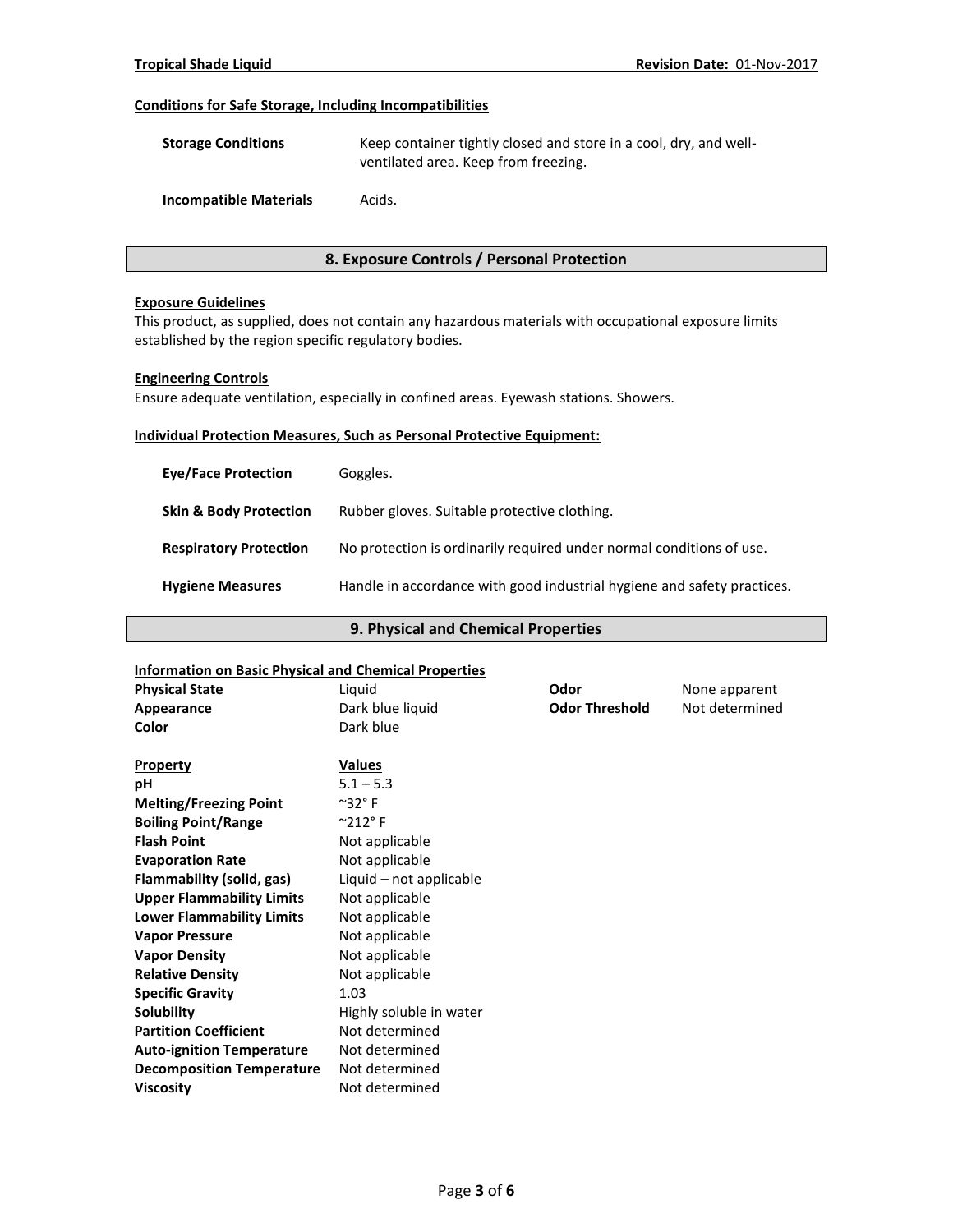**Conditions for Safe Storage, Including Incompatibilities**

| | |
|---|---|
| **Storage Conditions** | Keep container tightly closed and store in a cool, dry, and well-ventilated area. Keep from freezing. |
| **Incompatible Materials** | Acids. |

## 8. Exposure Controls / Personal Protection

**Exposure Guidelines**

This product, as supplied, does not contain any hazardous materials with occupational exposure limits established by the region specific regulatory bodies.

**Engineering Controls**

Ensure adequate ventilation, especially in confined areas. Eyewash stations. Showers.

**Individual Protection Measures, Such as Personal Protective Equipment:**

| | |
|---|---|
| **Eye/Face Protection** | Goggles. |
| **Skin & Body Protection** | Rubber gloves. Suitable protective clothing. |
| **Respiratory Protection** | No protection is ordinarily required under normal conditions of use. |
| **Hygiene Measures** | Handle in accordance with good industrial hygiene and safety practices. |

## 9. Physical and Chemical Properties

**Information on Basic Physical and Chemical Properties**

| | | | |
|---|---|---|---|
| **Physical State** | Liquid | **Odor** | None apparent |
| **Appearance** | Dark blue liquid | **Odor Threshold** | Not determined |
| **Color** | Dark blue | | |

| **Property** | **Values** |
|---|---|
| **pH** | 5.1 – 5.3 |
| **Melting/Freezing Point** | ~32° F |
| **Boiling Point/Range** | ~212° F |
| **Flash Point** | Not applicable |
| **Evaporation Rate** | Not applicable |
| **Flammability (solid, gas)** | Liquid – not applicable |
| **Upper Flammability Limits** | Not applicable |
| **Lower Flammability Limits** | Not applicable |
| **Vapor Pressure** | Not applicable |
| **Vapor Density** | Not applicable |
| **Relative Density** | Not applicable |
| **Specific Gravity** | 1.03 |
| **Solubility** | Highly soluble in water |
| **Partition Coefficient** | Not determined |
| **Auto-ignition Temperature** | Not determined |
| **Decomposition Temperature** | Not determined |
| **Viscosity** | Not determined |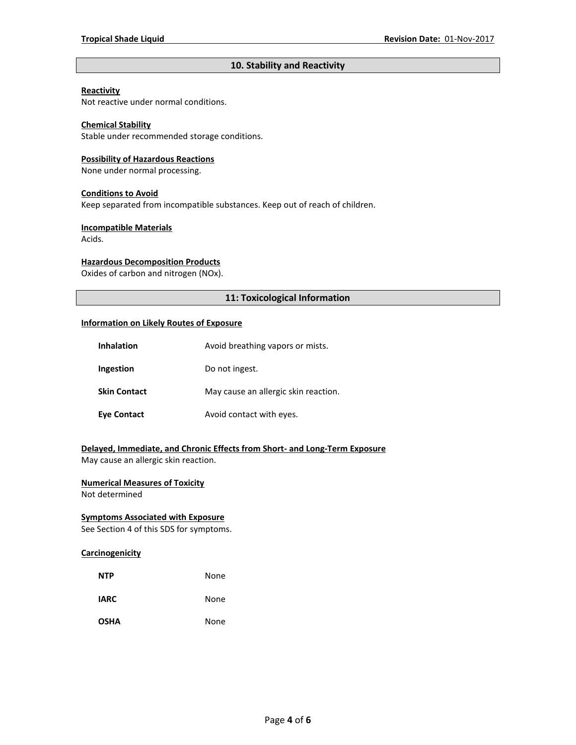## 10. Stability and Reactivity

**Reactivity**
Not reactive under normal conditions.

**Chemical Stability**
Stable under recommended storage conditions.

**Possibility of Hazardous Reactions**
None under normal processing.

**Conditions to Avoid**
Keep separated from incompatible substances. Keep out of reach of children.

**Incompatible Materials**
Acids.

**Hazardous Decomposition Products**
Oxides of carbon and nitrogen (NOx).

## 11: Toxicological Information

**Information on Likely Routes of Exposure**

| | |
|---|---|
| **Inhalation** | Avoid breathing vapors or mists. |
| **Ingestion** | Do not ingest. |
| **Skin Contact** | May cause an allergic skin reaction. |
| **Eye Contact** | Avoid contact with eyes. |

**Delayed, Immediate, and Chronic Effects from Short- and Long-Term Exposure**
May cause an allergic skin reaction.

**Numerical Measures of Toxicity**
Not determined

**Symptoms Associated with Exposure**
See Section 4 of this SDS for symptoms.

**Carcinogenicity**

| | |
|---|---|
| **NTP** | None |
| **IARC** | None |
| **OSHA** | None |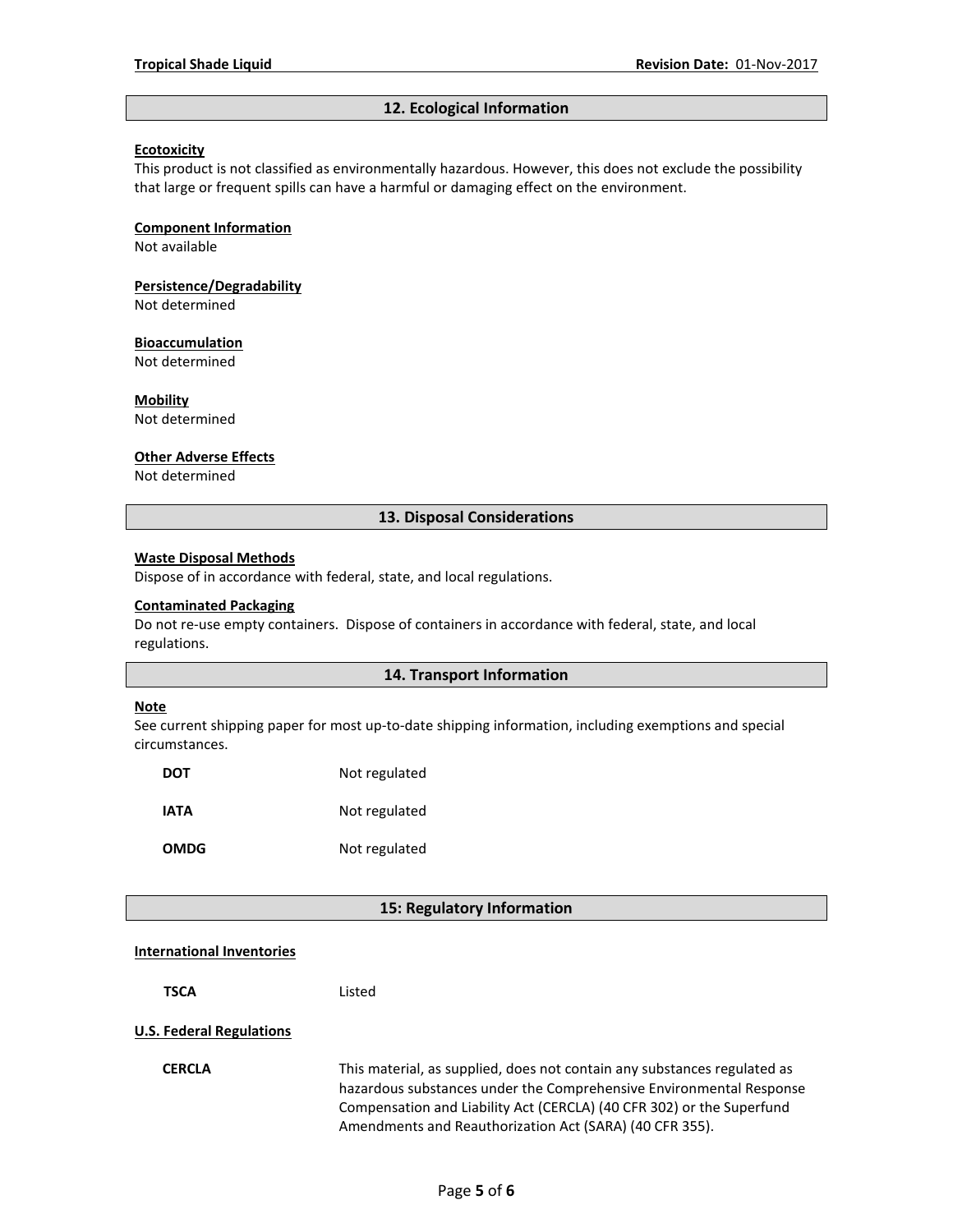## 12. Ecological Information

**Ecotoxicity**

This product is not classified as environmentally hazardous. However, this does not exclude the possibility that large or frequent spills can have a harmful or damaging effect on the environment.

**Component Information**

Not available

**Persistence/Degradability**

Not determined

**Bioaccumulation**

Not determined

**Mobility**

Not determined

**Other Adverse Effects**

Not determined

## 13. Disposal Considerations

**Waste Disposal Methods**

Dispose of in accordance with federal, state, and local regulations.

**Contaminated Packaging**

Do not re-use empty containers. Dispose of containers in accordance with federal, state, and local regulations.

## 14. Transport Information

**Note**

See current shipping paper for most up-to-date shipping information, including exemptions and special circumstances.

| | |
|---|---|
| **DOT** | Not regulated |
| **IATA** | Not regulated |
| **OMDG** | Not regulated |

## 15: Regulatory Information

**International Inventories**

| | |
|---|---|
| **TSCA** | Listed |

**U.S. Federal Regulations**

| | |
|---|---|
| **CERCLA** | This material, as supplied, does not contain any substances regulated as hazardous substances under the Comprehensive Environmental Response Compensation and Liability Act (CERCLA) (40 CFR 302) or the Superfund Amendments and Reauthorization Act (SARA) (40 CFR 355). |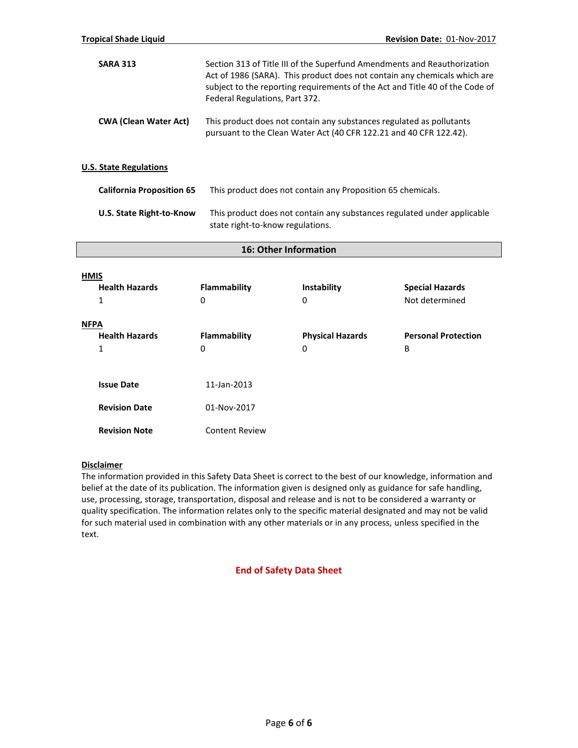| | |
|---|---|
| **SARA 313** | Section 313 of Title III of the Superfund Amendments and Reauthorization Act of 1986 (SARA). This product does not contain any chemicals which are subject to the reporting requirements of the Act and Title 40 of the Code of Federal Regulations, Part 372. |
| **CWA (Clean Water Act)** | This product does not contain any substances regulated as pollutants pursuant to the Clean Water Act (40 CFR 122.21 and 40 CFR 122.42). |

**U.S. State Regulations**

| | |
|---|---|
| **California Proposition 65** | This product does not contain any Proposition 65 chemicals. |
| **U.S. State Right-to-Know** | This product does not contain any substances regulated under applicable state right-to-know regulations. |

## 16: Other Information

**HMIS**

| Health Hazards | Flammability | Instability | Special Hazards |
|---|---|---|---|
| 1 | 0 | 0 | Not determined |

**NFPA**

| Health Hazards | Flammability | Physical Hazards | Personal Protection |
|---|---|---|---|
| 1 | 0 | 0 | B |

| | |
|---|---|
| **Issue Date** | 11-Jan-2013 |
| **Revision Date** | 01-Nov-2017 |
| **Revision Note** | Content Review |

**Disclaimer**

The information provided in this Safety Data Sheet is correct to the best of our knowledge, information and belief at the date of its publication. The information given is designed only as guidance for safe handling, use, processing, storage, transportation, disposal and release and is not to be considered a warranty or quality specification. The information relates only to the specific material designated and may not be valid for such material used in combination with any other materials or in any process, unless specified in the text.

**End of Safety Data Sheet**